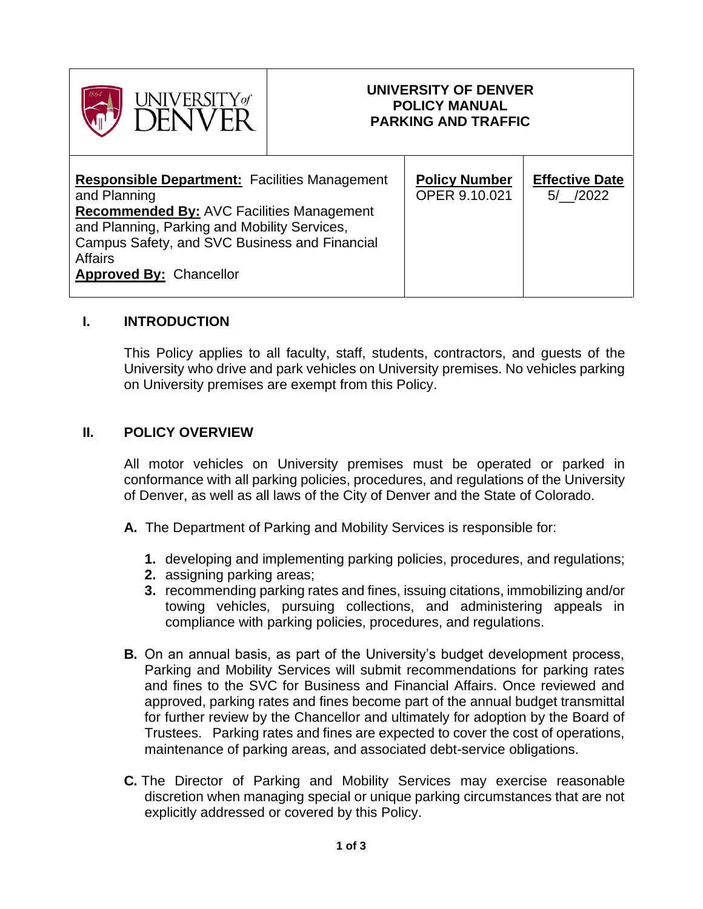| UNIVERSITY of DENVER | UNIVERSITY OF DENVER<br>POLICY MANUAL<br>PARKING AND TRAFFIC | | |
|---|---|---|---|
| **Responsible Department:** Facilities Management and Planning<br>**Recommended By:** AVC Facilities Management and Planning, Parking and Mobility Services, Campus Safety, and SVC Business and Financial Affairs<br>**Approved By:** Chancellor | | **Policy Number**<br>OPER 9.10.021 | **Effective Date**<br>5/__/2022 |

## I. INTRODUCTION

This Policy applies to all faculty, staff, students, contractors, and guests of the University who drive and park vehicles on University premises. No vehicles parking on University premises are exempt from this Policy.

## II. POLICY OVERVIEW

All motor vehicles on University premises must be operated or parked in conformance with all parking policies, procedures, and regulations of the University of Denver, as well as all laws of the City of Denver and the State of Colorado.

**A.** The Department of Parking and Mobility Services is responsible for:

1. developing and implementing parking policies, procedures, and regulations;
2. assigning parking areas;
3. recommending parking rates and fines, issuing citations, immobilizing and/or towing vehicles, pursuing collections, and administering appeals in compliance with parking policies, procedures, and regulations.

**B.** On an annual basis, as part of the University's budget development process, Parking and Mobility Services will submit recommendations for parking rates and fines to the SVC for Business and Financial Affairs. Once reviewed and approved, parking rates and fines become part of the annual budget transmittal for further review by the Chancellor and ultimately for adoption by the Board of Trustees. Parking rates and fines are expected to cover the cost of operations, maintenance of parking areas, and associated debt-service obligations.

**C.** The Director of Parking and Mobility Services may exercise reasonable discretion when managing special or unique parking circumstances that are not explicitly addressed or covered by this Policy.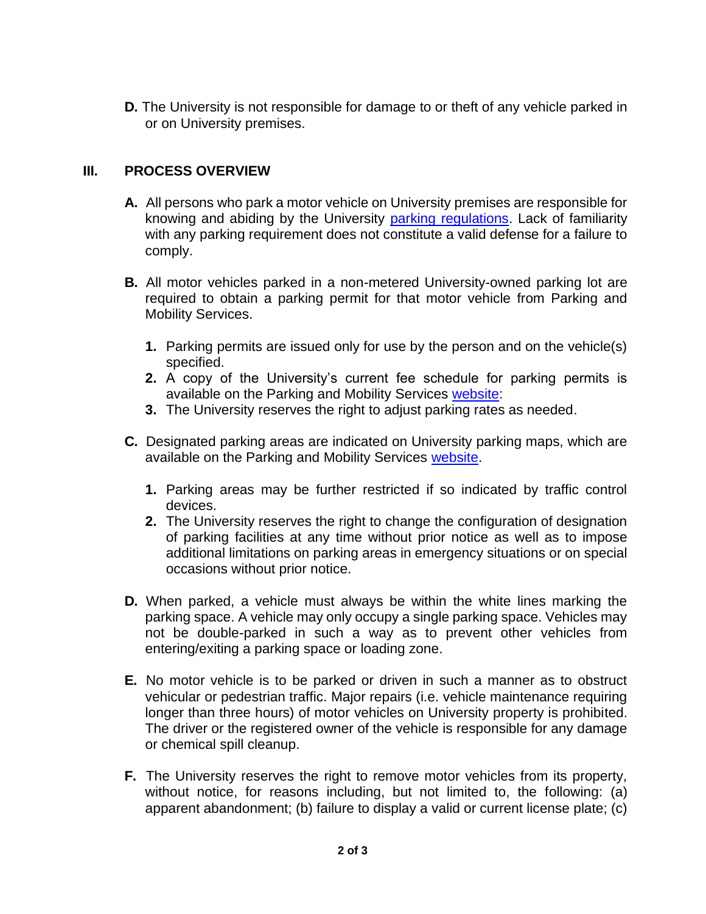**D.** The University is not responsible for damage to or theft of any vehicle parked in or on University premises.

## III. PROCESS OVERVIEW

**A.** All persons who park a motor vehicle on University premises are responsible for knowing and abiding by the University parking regulations. Lack of familiarity with any parking requirement does not constitute a valid defense for a failure to comply.

**B.** All motor vehicles parked in a non-metered University-owned parking lot are required to obtain a parking permit for that motor vehicle from Parking and Mobility Services.

1. Parking permits are issued only for use by the person and on the vehicle(s) specified.
2. A copy of the University's current fee schedule for parking permits is available on the Parking and Mobility Services website:
3. The University reserves the right to adjust parking rates as needed.

**C.** Designated parking areas are indicated on University parking maps, which are available on the Parking and Mobility Services website.

1. Parking areas may be further restricted if so indicated by traffic control devices.
2. The University reserves the right to change the configuration of designation of parking facilities at any time without prior notice as well as to impose additional limitations on parking areas in emergency situations or on special occasions without prior notice.

**D.** When parked, a vehicle must always be within the white lines marking the parking space. A vehicle may only occupy a single parking space. Vehicles may not be double-parked in such a way as to prevent other vehicles from entering/exiting a parking space or loading zone.

**E.** No motor vehicle is to be parked or driven in such a manner as to obstruct vehicular or pedestrian traffic. Major repairs (i.e. vehicle maintenance requiring longer than three hours) of motor vehicles on University property is prohibited. The driver or the registered owner of the vehicle is responsible for any damage or chemical spill cleanup.

**F.** The University reserves the right to remove motor vehicles from its property, without notice, for reasons including, but not limited to, the following: (a) apparent abandonment; (b) failure to display a valid or current license plate; (c)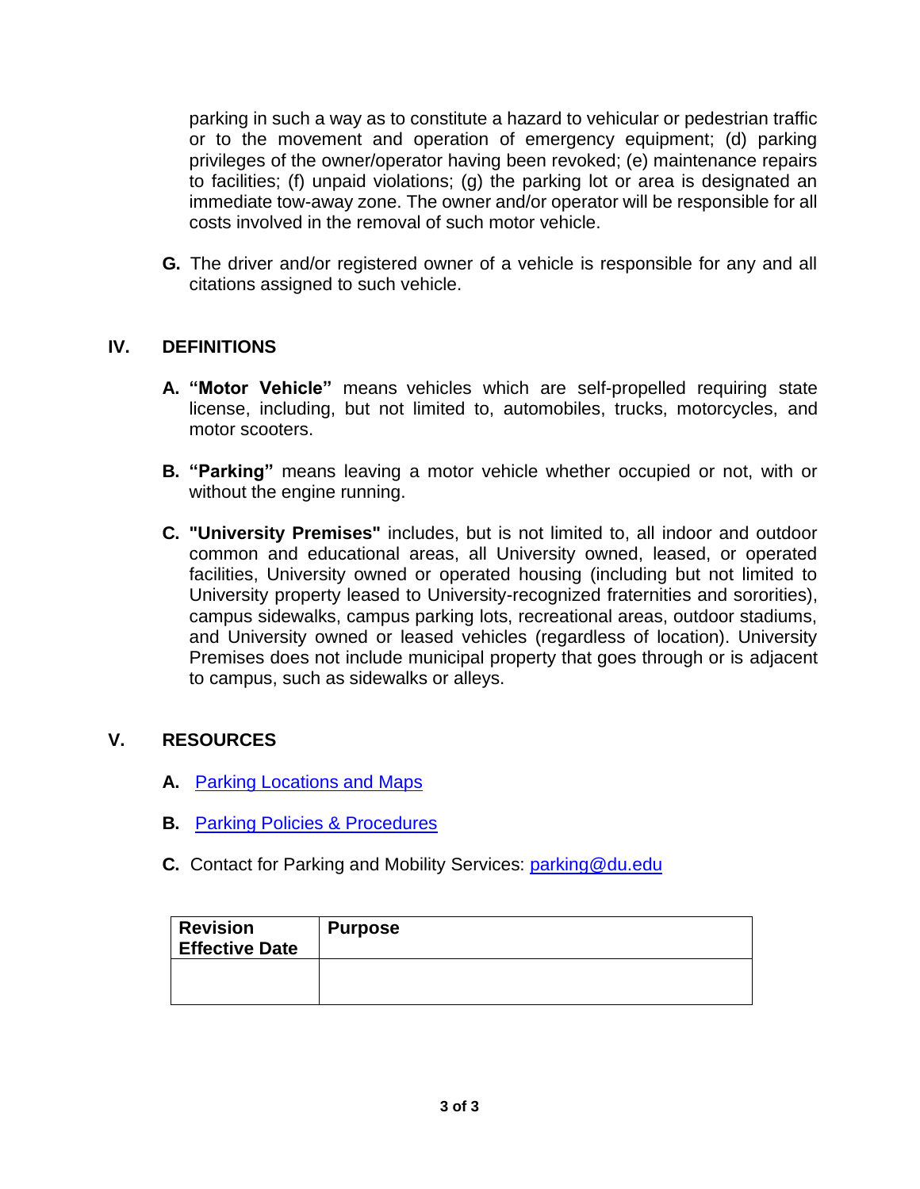parking in such a way as to constitute a hazard to vehicular or pedestrian traffic or to the movement and operation of emergency equipment; (d) parking privileges of the owner/operator having been revoked; (e) maintenance repairs to facilities; (f) unpaid violations; (g) the parking lot or area is designated an immediate tow-away zone. The owner and/or operator will be responsible for all costs involved in the removal of such motor vehicle.

**G.** The driver and/or registered owner of a vehicle is responsible for any and all citations assigned to such vehicle.

## IV. DEFINITIONS

**A.** **"Motor Vehicle"** means vehicles which are self-propelled requiring state license, including, but not limited to, automobiles, trucks, motorcycles, and motor scooters.

**B.** **"Parking"** means leaving a motor vehicle whether occupied or not, with or without the engine running.

**C.** **"University Premises"** includes, but is not limited to, all indoor and outdoor common and educational areas, all University owned, leased, or operated facilities, University owned or operated housing (including but not limited to University property leased to University-recognized fraternities and sororities), campus sidewalks, campus parking lots, recreational areas, outdoor stadiums, and University owned or leased vehicles (regardless of location). University Premises does not include municipal property that goes through or is adjacent to campus, such as sidewalks or alleys.

## V. RESOURCES

**A.** Parking Locations and Maps

**B.** Parking Policies & Procedures

**C.** Contact for Parking and Mobility Services: parking@du.edu

| Revision Effective Date | Purpose |
|---|---|
| | |